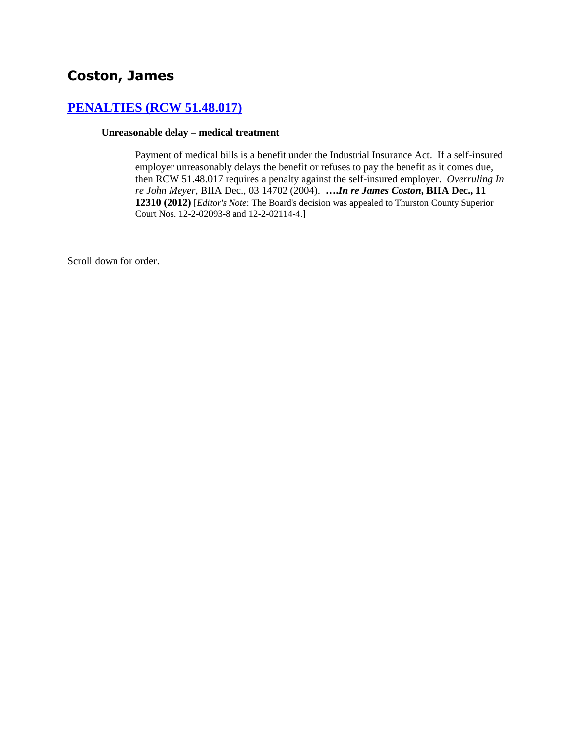## Coston, James

### [PENALTIES (RCW 51.48.017)](#)

#### Unreasonable delay – medical treatment

> Payment of medical bills is a benefit under the Industrial Insurance Act. If a self-insured employer unreasonably delays the benefit or refuses to pay the benefit as it comes due, then RCW 51.48.017 requires a penalty against the self-insured employer. *Overruling In re John Meyer*, BIIA Dec., 03 14702 (2004). ***….In re James Coston*, BIIA Dec., 11 12310 (2012)** [*Editor's Note*: The Board's decision was appealed to Thurston County Superior Court Nos. 12-2-02093-8 and 12-2-02114-4.]

Scroll down for order.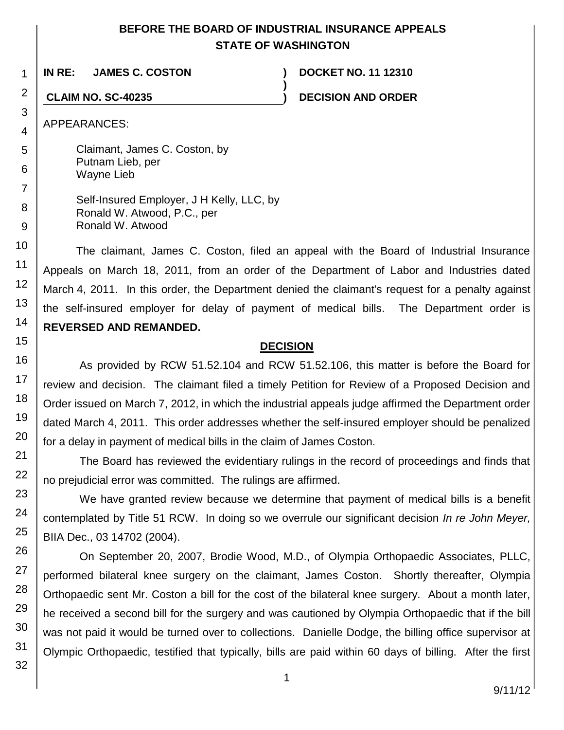# BEFORE THE BOARD OF INDUSTRIAL INSURANCE APPEALS
# STATE OF WASHINGTON

| | | |
|---|---|---|
| **IN RE: JAMES C. COSTON** | **)** | **DOCKET NO. 11 12310** |
| | **)** | |
| **CLAIM NO. SC-40235** | **)** | **DECISION AND ORDER** |

APPEARANCES:

Claimant, James C. Coston, by
Putnam Lieb, per
Wayne Lieb

Self-Insured Employer, J H Kelly, LLC, by
Ronald W. Atwood, P.C., per
Ronald W. Atwood

The claimant, James C. Coston, filed an appeal with the Board of Industrial Insurance Appeals on March 18, 2011, from an order of the Department of Labor and Industries dated March 4, 2011. In this order, the Department denied the claimant's request for a penalty against the self-insured employer for delay of payment of medical bills. The Department order is **REVERSED AND REMANDED.**

## DECISION

As provided by RCW 51.52.104 and RCW 51.52.106, this matter is before the Board for review and decision. The claimant filed a timely Petition for Review of a Proposed Decision and Order issued on March 7, 2012, in which the industrial appeals judge affirmed the Department order dated March 4, 2011. This order addresses whether the self-insured employer should be penalized for a delay in payment of medical bills in the claim of James Coston.

The Board has reviewed the evidentiary rulings in the record of proceedings and finds that no prejudicial error was committed. The rulings are affirmed.

We have granted review because we determine that payment of medical bills is a benefit contemplated by Title 51 RCW. In doing so we overrule our significant decision *In re John Meyer,* BIIA Dec., 03 14702 (2004).

On September 20, 2007, Brodie Wood, M.D., of Olympia Orthopaedic Associates, PLLC, performed bilateral knee surgery on the claimant, James Coston. Shortly thereafter, Olympia Orthopaedic sent Mr. Coston a bill for the cost of the bilateral knee surgery. About a month later, he received a second bill for the surgery and was cautioned by Olympia Orthopaedic that if the bill was not paid it would be turned over to collections. Danielle Dodge, the billing office supervisor at Olympic Orthopaedic, testified that typically, bills are paid within 60 days of billing. After the first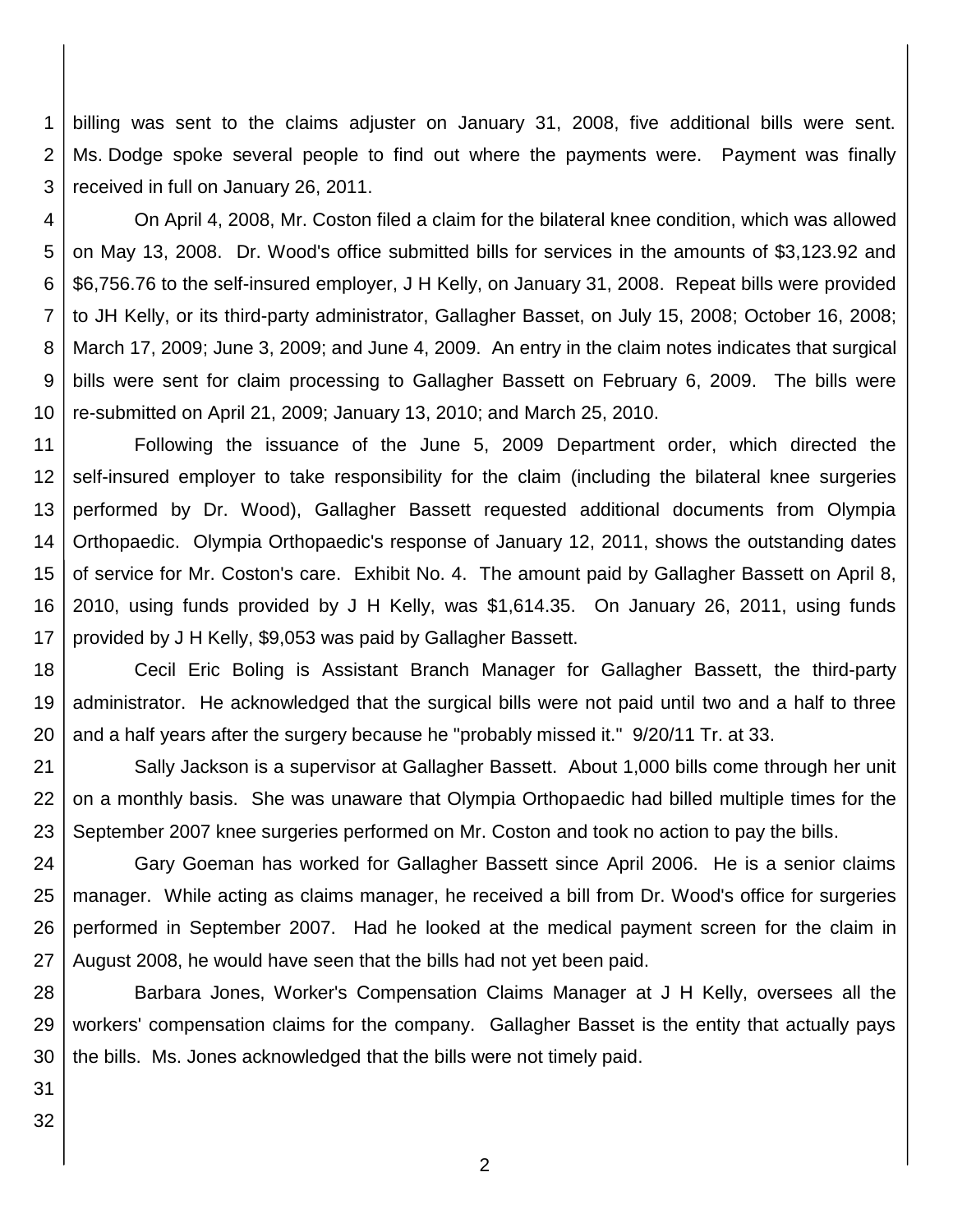billing was sent to the claims adjuster on January 31, 2008, five additional bills were sent. Ms. Dodge spoke several people to find out where the payments were. Payment was finally received in full on January 26, 2011.

On April 4, 2008, Mr. Coston filed a claim for the bilateral knee condition, which was allowed on May 13, 2008. Dr. Wood's office submitted bills for services in the amounts of $3,123.92 and $6,756.76 to the self-insured employer, J H Kelly, on January 31, 2008. Repeat bills were provided to JH Kelly, or its third-party administrator, Gallagher Basset, on July 15, 2008; October 16, 2008; March 17, 2009; June 3, 2009; and June 4, 2009. An entry in the claim notes indicates that surgical bills were sent for claim processing to Gallagher Bassett on February 6, 2009. The bills were re-submitted on April 21, 2009; January 13, 2010; and March 25, 2010.

Following the issuance of the June 5, 2009 Department order, which directed the self-insured employer to take responsibility for the claim (including the bilateral knee surgeries performed by Dr. Wood), Gallagher Bassett requested additional documents from Olympia Orthopaedic. Olympia Orthopaedic's response of January 12, 2011, shows the outstanding dates of service for Mr. Coston's care. Exhibit No. 4. The amount paid by Gallagher Bassett on April 8, 2010, using funds provided by J H Kelly, was $1,614.35. On January 26, 2011, using funds provided by J H Kelly, $9,053 was paid by Gallagher Bassett.

Cecil Eric Boling is Assistant Branch Manager for Gallagher Bassett, the third-party administrator. He acknowledged that the surgical bills were not paid until two and a half to three and a half years after the surgery because he "probably missed it." 9/20/11 Tr. at 33.

Sally Jackson is a supervisor at Gallagher Bassett. About 1,000 bills come through her unit on a monthly basis. She was unaware that Olympia Orthopaedic had billed multiple times for the September 2007 knee surgeries performed on Mr. Coston and took no action to pay the bills.

Gary Goeman has worked for Gallagher Bassett since April 2006. He is a senior claims manager. While acting as claims manager, he received a bill from Dr. Wood's office for surgeries performed in September 2007. Had he looked at the medical payment screen for the claim in August 2008, he would have seen that the bills had not yet been paid.

Barbara Jones, Worker's Compensation Claims Manager at J H Kelly, oversees all the workers' compensation claims for the company. Gallagher Basset is the entity that actually pays the bills. Ms. Jones acknowledged that the bills were not timely paid.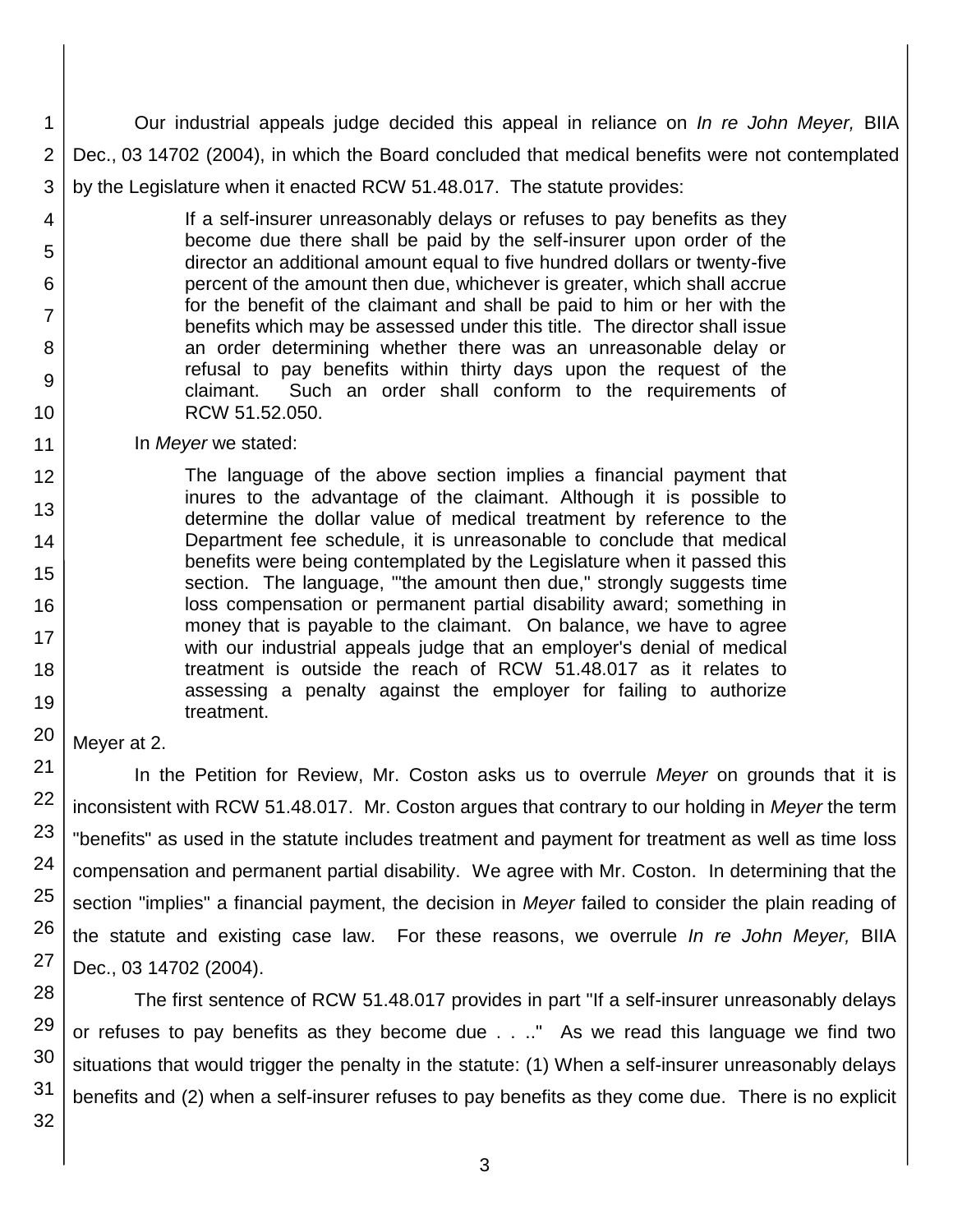Our industrial appeals judge decided this appeal in reliance on *In re John Meyer,* BIIA Dec., 03 14702 (2004), in which the Board concluded that medical benefits were not contemplated by the Legislature when it enacted RCW 51.48.017. The statute provides:

> If a self-insurer unreasonably delays or refuses to pay benefits as they become due there shall be paid by the self-insurer upon order of the director an additional amount equal to five hundred dollars or twenty-five percent of the amount then due, whichever is greater, which shall accrue for the benefit of the claimant and shall be paid to him or her with the benefits which may be assessed under this title. The director shall issue an order determining whether there was an unreasonable delay or refusal to pay benefits within thirty days upon the request of the claimant. Such an order shall conform to the requirements of RCW 51.52.050.

In *Meyer* we stated:

> The language of the above section implies a financial payment that inures to the advantage of the claimant. Although it is possible to determine the dollar value of medical treatment by reference to the Department fee schedule, it is unreasonable to conclude that medical benefits were being contemplated by the Legislature when it passed this section. The language, "'the amount then due," strongly suggests time loss compensation or permanent partial disability award; something in money that is payable to the claimant. On balance, we have to agree with our industrial appeals judge that an employer's denial of medical treatment is outside the reach of RCW 51.48.017 as it relates to assessing a penalty against the employer for failing to authorize treatment.

Meyer at 2.

In the Petition for Review, Mr. Coston asks us to overrule *Meyer* on grounds that it is inconsistent with RCW 51.48.017. Mr. Coston argues that contrary to our holding in *Meyer* the term "benefits" as used in the statute includes treatment and payment for treatment as well as time loss compensation and permanent partial disability. We agree with Mr. Coston. In determining that the section "implies" a financial payment, the decision in *Meyer* failed to consider the plain reading of the statute and existing case law. For these reasons, we overrule *In re John Meyer,* BIIA Dec., 03 14702 (2004).

The first sentence of RCW 51.48.017 provides in part "If a self-insurer unreasonably delays or refuses to pay benefits as they become due . . .." As we read this language we find two situations that would trigger the penalty in the statute: (1) When a self-insurer unreasonably delays benefits and (2) when a self-insurer refuses to pay benefits as they come due. There is no explicit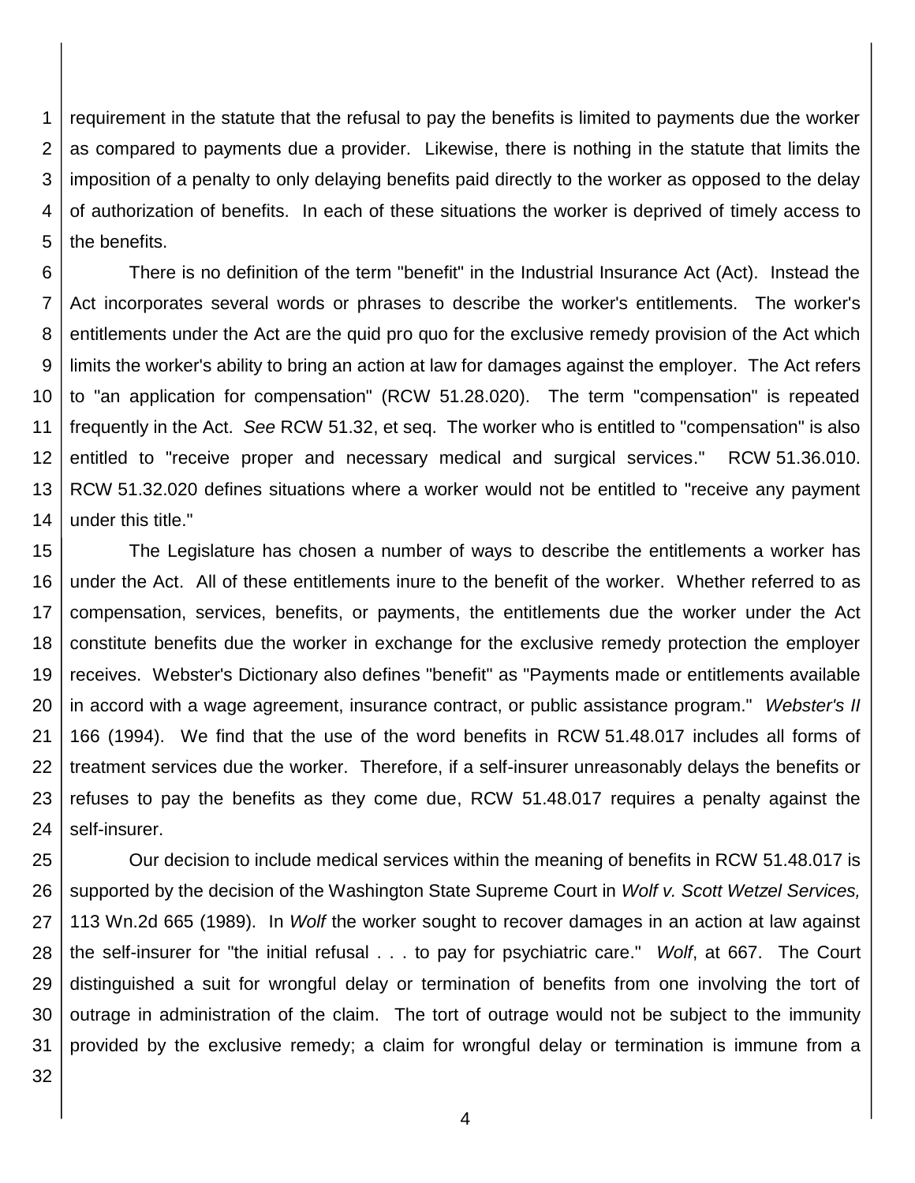requirement in the statute that the refusal to pay the benefits is limited to payments due the worker as compared to payments due a provider. Likewise, there is nothing in the statute that limits the imposition of a penalty to only delaying benefits paid directly to the worker as opposed to the delay of authorization of benefits. In each of these situations the worker is deprived of timely access to the benefits.

There is no definition of the term "benefit" in the Industrial Insurance Act (Act). Instead the Act incorporates several words or phrases to describe the worker's entitlements. The worker's entitlements under the Act are the quid pro quo for the exclusive remedy provision of the Act which limits the worker's ability to bring an action at law for damages against the employer. The Act refers to "an application for compensation" (RCW 51.28.020). The term "compensation" is repeated frequently in the Act. *See* RCW 51.32, et seq. The worker who is entitled to "compensation" is also entitled to "receive proper and necessary medical and surgical services." RCW 51.36.010. RCW 51.32.020 defines situations where a worker would not be entitled to "receive any payment under this title."

The Legislature has chosen a number of ways to describe the entitlements a worker has under the Act. All of these entitlements inure to the benefit of the worker. Whether referred to as compensation, services, benefits, or payments, the entitlements due the worker under the Act constitute benefits due the worker in exchange for the exclusive remedy protection the employer receives. Webster's Dictionary also defines "benefit" as "Payments made or entitlements available in accord with a wage agreement, insurance contract, or public assistance program." *Webster's II* 166 (1994). We find that the use of the word benefits in RCW 51.48.017 includes all forms of treatment services due the worker. Therefore, if a self-insurer unreasonably delays the benefits or refuses to pay the benefits as they come due, RCW 51.48.017 requires a penalty against the self-insurer.

Our decision to include medical services within the meaning of benefits in RCW 51.48.017 is supported by the decision of the Washington State Supreme Court in *Wolf v. Scott Wetzel Services,* 113 Wn.2d 665 (1989). In *Wolf* the worker sought to recover damages in an action at law against the self-insurer for "the initial refusal . . . to pay for psychiatric care." *Wolf*, at 667. The Court distinguished a suit for wrongful delay or termination of benefits from one involving the tort of outrage in administration of the claim. The tort of outrage would not be subject to the immunity provided by the exclusive remedy; a claim for wrongful delay or termination is immune from a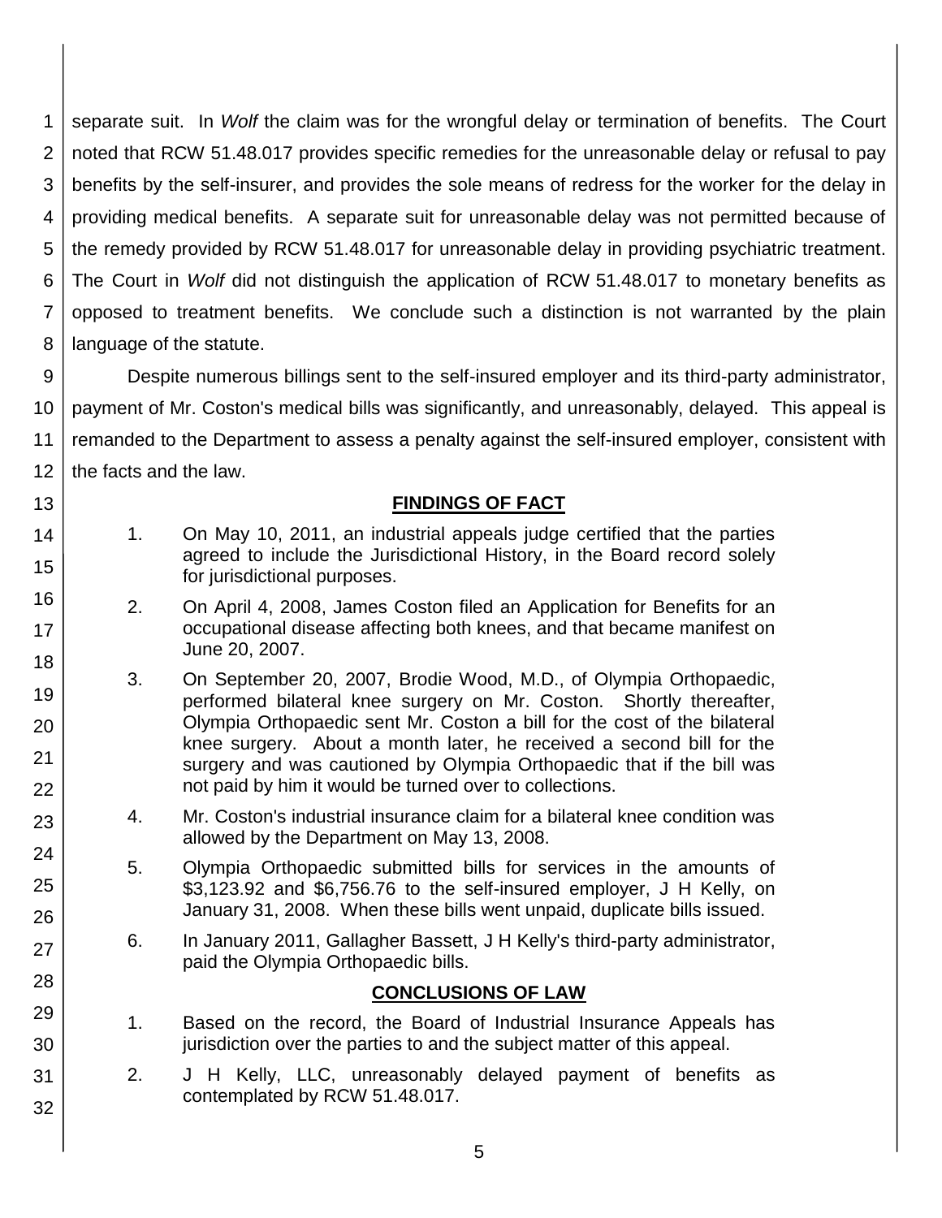separate suit. In *Wolf* the claim was for the wrongful delay or termination of benefits. The Court noted that RCW 51.48.017 provides specific remedies for the unreasonable delay or refusal to pay benefits by the self-insurer, and provides the sole means of redress for the worker for the delay in providing medical benefits. A separate suit for unreasonable delay was not permitted because of the remedy provided by RCW 51.48.017 for unreasonable delay in providing psychiatric treatment. The Court in *Wolf* did not distinguish the application of RCW 51.48.017 to monetary benefits as opposed to treatment benefits. We conclude such a distinction is not warranted by the plain language of the statute.

Despite numerous billings sent to the self-insured employer and its third-party administrator, payment of Mr. Coston's medical bills was significantly, and unreasonably, delayed. This appeal is remanded to the Department to assess a penalty against the self-insured employer, consistent with the facts and the law.

## FINDINGS OF FACT

1. On May 10, 2011, an industrial appeals judge certified that the parties agreed to include the Jurisdictional History, in the Board record solely for jurisdictional purposes.

2. On April 4, 2008, James Coston filed an Application for Benefits for an occupational disease affecting both knees, and that became manifest on June 20, 2007.

3. On September 20, 2007, Brodie Wood, M.D., of Olympia Orthopaedic, performed bilateral knee surgery on Mr. Coston. Shortly thereafter, Olympia Orthopaedic sent Mr. Coston a bill for the cost of the bilateral knee surgery. About a month later, he received a second bill for the surgery and was cautioned by Olympia Orthopaedic that if the bill was not paid by him it would be turned over to collections.

4. Mr. Coston's industrial insurance claim for a bilateral knee condition was allowed by the Department on May 13, 2008.

5. Olympia Orthopaedic submitted bills for services in the amounts of $3,123.92 and $6,756.76 to the self-insured employer, J H Kelly, on January 31, 2008. When these bills went unpaid, duplicate bills issued.

6. In January 2011, Gallagher Bassett, J H Kelly's third-party administrator, paid the Olympia Orthopaedic bills.

## CONCLUSIONS OF LAW

1. Based on the record, the Board of Industrial Insurance Appeals has jurisdiction over the parties to and the subject matter of this appeal.

2. J H Kelly, LLC, unreasonably delayed payment of benefits as contemplated by RCW 51.48.017.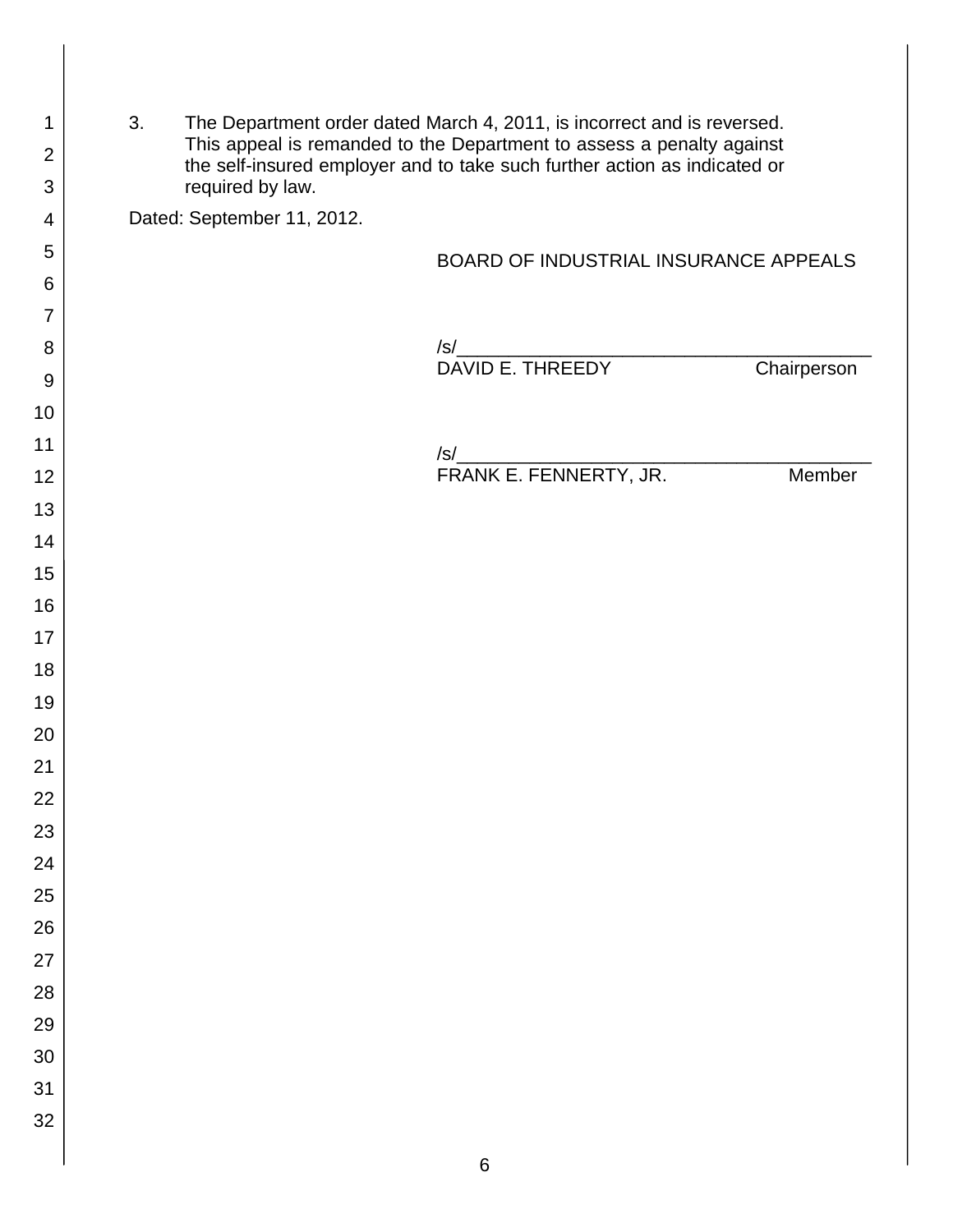3. The Department order dated March 4, 2011, is incorrect and is reversed. This appeal is remanded to the Department to assess a penalty against the self-insured employer and to take such further action as indicated or required by law.

Dated: September 11, 2012.

BOARD OF INDUSTRIAL INSURANCE APPEALS

/s/________________________________________
DAVID E. THREEDY Chairperson

/s/________________________________________
FRANK E. FENNERTY, JR. Member